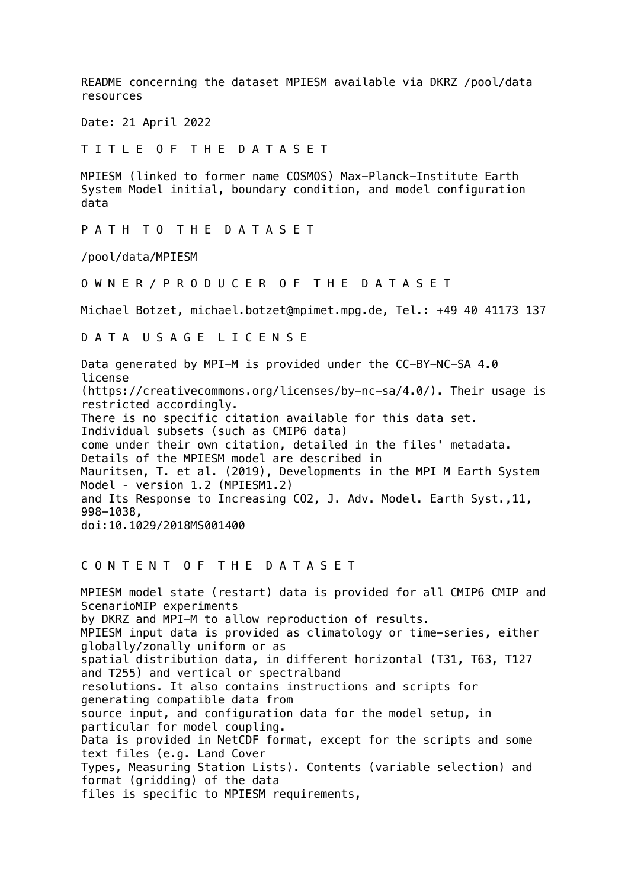README concerning the dataset MPIESM available via DKRZ /pool/data resources

Date: 21 April 2022

## T I T L E  O F  T H E  D A T A S E T

MPIESM (linked to former name COSMOS) Max-Planck-Institute Earth System Model initial, boundary condition, and model configuration data

## P A T H  T O  T H E  D A T A S E T

/pool/data/MPIESM

## O W N E R / P R O D U C E R  O F  T H E  D A T A S E T

Michael Botzet, michael.botzet@mpimet.mpg.de, Tel.: +49 40 41173 137

## D A T A  U S A G E  L I C E N S E

Data generated by MPI-M is provided under the CC-BY-NC-SA 4.0 license
(https://creativecommons.org/licenses/by-nc-sa/4.0/). Their usage is restricted accordingly.
There is no specific citation available for this data set.
Individual subsets (such as CMIP6 data)
come under their own citation, detailed in the files' metadata.
Details of the MPIESM model are described in
Mauritsen, T. et al. (2019), Developments in the MPI M Earth System Model - version 1.2 (MPIESM1.2)
and Its Response to Increasing CO2, J. Adv. Model. Earth Syst.,11, 998–1038,
doi:10.1029/2018MS001400

## C O N T E N T  O F  T H E  D A T A S E T

MPIESM model state (restart) data is provided for all CMIP6 CMIP and ScenarioMIP experiments
by DKRZ and MPI-M to allow reproduction of results.
MPIESM input data is provided as climatology or time-series, either globally/zonally uniform or as
spatial distribution data, in different horizontal (T31, T63, T127 and T255) and vertical or spectralband
resolutions. It also contains instructions and scripts for generating compatible data from
source input, and configuration data for the model setup, in particular for model coupling.
Data is provided in NetCDF format, except for the scripts and some text files (e.g. Land Cover
Types, Measuring Station Lists). Contents (variable selection) and format (gridding) of the data
files is specific to MPIESM requirements,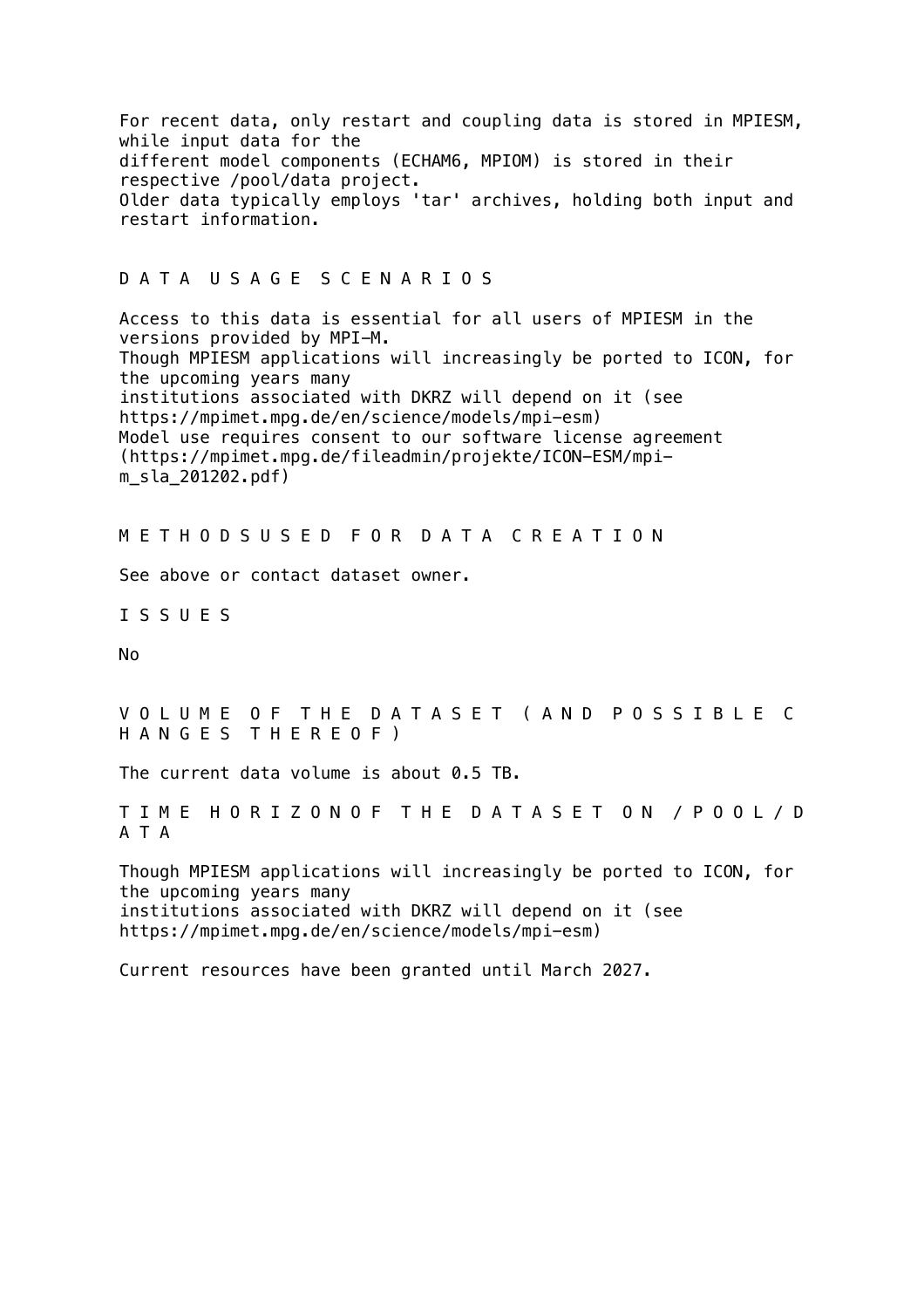For recent data, only restart and coupling data is stored in MPIESM, while input data for the
different model components (ECHAM6, MPIOM) is stored in their respective /pool/data project.
Older data typically employs 'tar' archives, holding both input and restart information.

## D A T A U S A G E S C E N A R I O S

Access to this data is essential for all users of MPIESM in the versions provided by MPI-M.
Though MPIESM applications will increasingly be ported to ICON, for the upcoming years many
institutions associated with DKRZ will depend on it (see https://mpimet.mpg.de/en/science/models/mpi-esm)
Model use requires consent to our software license agreement (https://mpimet.mpg.de/fileadmin/projekte/ICON-ESM/mpi-m_sla_201202.pdf)

## M E T H O D S U S E D F O R D A T A C R E A T I O N

See above or contact dataset owner.

## I S S U E S

No

## V O L U M E O F T H E D A T A S E T ( A N D P O S S I B L E C H A N G E S T H E R E O F )

The current data volume is about 0.5 TB.

## T I M E H O R I Z O N O F T H E D A T A S E T O N / P O O L / D A T A

Though MPIESM applications will increasingly be ported to ICON, for the upcoming years many
institutions associated with DKRZ will depend on it (see https://mpimet.mpg.de/en/science/models/mpi-esm)

Current resources have been granted until March 2027.